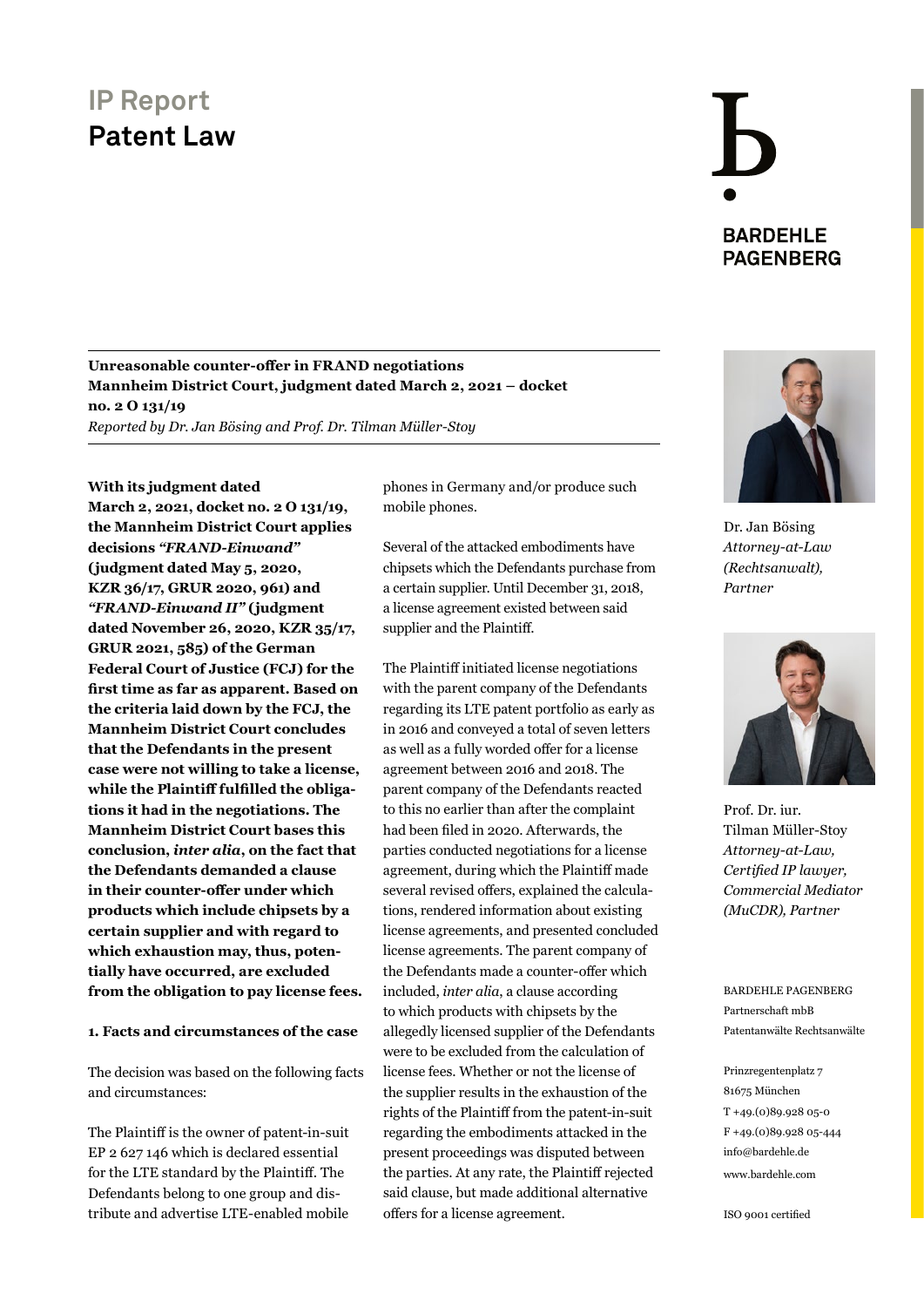# IP Report

## Patent Law

**BARDEHLE PAGENBERG**

**Unreasonable counter-offer in FRAND negotiations**
**Mannheim District Court, judgment dated March 2, 2021 – docket no. 2 O 131/19**
*Reported by Dr. Jan Bösing and Prof. Dr. Tilman Müller-Stoy*

Dr. Jan Bösing
*Attorney-at-Law (Rechtsanwalt), Partner*

Prof. Dr. iur. Tilman Müller-Stoy
*Attorney-at-Law, Certified IP lawyer, Commercial Mediator (MuCDR), Partner*

BARDEHLE PAGENBERG
Partnerschaft mbB
Patentanwälte Rechtsanwälte

Prinzregentenplatz 7
81675 München
T +49.(0)89.928 05-0
F +49.(0)89.928 05-444
info@bardehle.de
www.bardehle.com

ISO 9001 certified

**With its judgment dated March 2, 2021, docket no. 2 O 131/19, the Mannheim District Court applies decisions *"FRAND-Einwand"* (judgment dated May 5, 2020, KZR 36/17, GRUR 2020, 961) and *"FRAND-Einwand II"* (judgment dated November 26, 2020, KZR 35/17, GRUR 2021, 585) of the German Federal Court of Justice (FCJ) for the first time as far as apparent. Based on the criteria laid down by the FCJ, the Mannheim District Court concludes that the Defendants in the present case were not willing to take a license, while the Plaintiff fulfilled the obligations it had in the negotiations. The Mannheim District Court bases this conclusion, *inter alia*, on the fact that the Defendants demanded a clause in their counter-offer under which products which include chipsets by a certain supplier and with regard to which exhaustion may, thus, potentially have occurred, are excluded from the obligation to pay license fees.**

### 1. Facts and circumstances of the case

The decision was based on the following facts and circumstances:

The Plaintiff is the owner of patent-in-suit EP 2 627 146 which is declared essential for the LTE standard by the Plaintiff. The Defendants belong to one group and distribute and advertise LTE-enabled mobile phones in Germany and/or produce such mobile phones.

Several of the attacked embodiments have chipsets which the Defendants purchase from a certain supplier. Until December 31, 2018, a license agreement existed between said supplier and the Plaintiff.

The Plaintiff initiated license negotiations with the parent company of the Defendants regarding its LTE patent portfolio as early as in 2016 and conveyed a total of seven letters as well as a fully worded offer for a license agreement between 2016 and 2018. The parent company of the Defendants reacted to this no earlier than after the complaint had been filed in 2020. Afterwards, the parties conducted negotiations for a license agreement, during which the Plaintiff made several revised offers, explained the calculations, rendered information about existing license agreements, and presented concluded license agreements. The parent company of the Defendants made a counter-offer which included, *inter alia,* a clause according to which products with chipsets by the allegedly licensed supplier of the Defendants were to be excluded from the calculation of license fees. Whether or not the license of the supplier results in the exhaustion of the rights of the Plaintiff from the patent-in-suit regarding the embodiments attacked in the present proceedings was disputed between the parties. At any rate, the Plaintiff rejected said clause, but made additional alternative offers for a license agreement.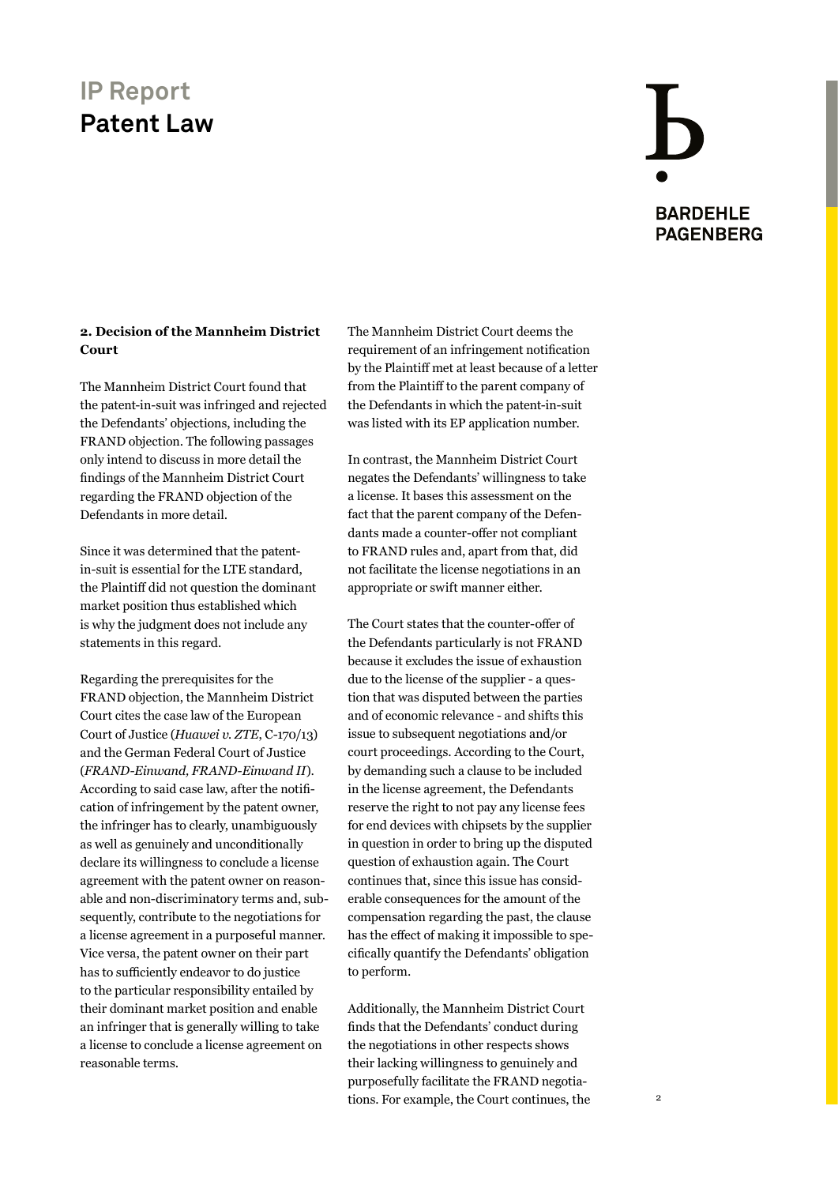**2. Decision of the Mannheim District Court**

The Mannheim District Court found that the patent-in-suit was infringed and rejected the Defendants' objections, including the FRAND objection. The following passages only intend to discuss in more detail the findings of the Mannheim District Court regarding the FRAND objection of the Defendants in more detail.

Since it was determined that the patent-in-suit is essential for the LTE standard, the Plaintiff did not question the dominant market position thus established which is why the judgment does not include any statements in this regard.

Regarding the prerequisites for the FRAND objection, the Mannheim District Court cites the case law of the European Court of Justice (*Huawei v. ZTE*, C-170/13) and the German Federal Court of Justice (*FRAND-Einwand, FRAND-Einwand II*). According to said case law, after the notification of infringement by the patent owner, the infringer has to clearly, unambiguously as well as genuinely and unconditionally declare its willingness to conclude a license agreement with the patent owner on reasonable and non-discriminatory terms and, subsequently, contribute to the negotiations for a license agreement in a purposeful manner. Vice versa, the patent owner on their part has to sufficiently endeavor to do justice to the particular responsibility entailed by their dominant market position and enable an infringer that is generally willing to take a license to conclude a license agreement on reasonable terms.

The Mannheim District Court deems the requirement of an infringement notification by the Plaintiff met at least because of a letter from the Plaintiff to the parent company of the Defendants in which the patent-in-suit was listed with its EP application number.

In contrast, the Mannheim District Court negates the Defendants' willingness to take a license. It bases this assessment on the fact that the parent company of the Defendants made a counter-offer not compliant to FRAND rules and, apart from that, did not facilitate the license negotiations in an appropriate or swift manner either.

The Court states that the counter-offer of the Defendants particularly is not FRAND because it excludes the issue of exhaustion due to the license of the supplier - a question that was disputed between the parties and of economic relevance - and shifts this issue to subsequent negotiations and/or court proceedings. According to the Court, by demanding such a clause to be included in the license agreement, the Defendants reserve the right to not pay any license fees for end devices with chipsets by the supplier in question in order to bring up the disputed question of exhaustion again. The Court continues that, since this issue has considerable consequences for the amount of the compensation regarding the past, the clause has the effect of making it impossible to specifically quantify the Defendants' obligation to perform.

Additionally, the Mannheim District Court finds that the Defendants' conduct during the negotiations in other respects shows their lacking willingness to genuinely and purposefully facilitate the FRAND negotiations. For example, the Court continues, the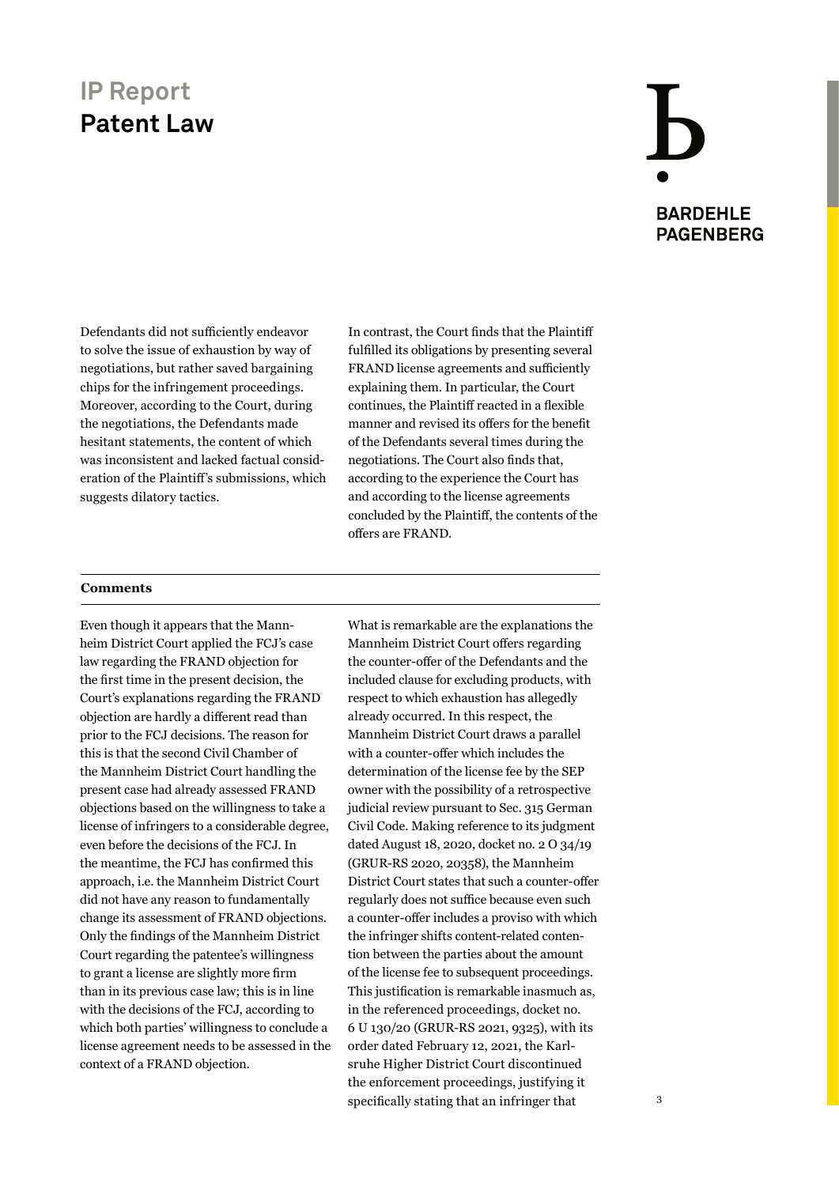Defendants did not sufficiently endeavor to solve the issue of exhaustion by way of negotiations, but rather saved bargaining chips for the infringement proceedings. Moreover, according to the Court, during the negotiations, the Defendants made hesitant statements, the content of which was inconsistent and lacked factual consideration of the Plaintiff's submissions, which suggests dilatory tactics.

In contrast, the Court finds that the Plaintiff fulfilled its obligations by presenting several FRAND license agreements and sufficiently explaining them. In particular, the Court continues, the Plaintiff reacted in a flexible manner and revised its offers for the benefit of the Defendants several times during the negotiations. The Court also finds that, according to the experience the Court has and according to the license agreements concluded by the Plaintiff, the contents of the offers are FRAND.

**Comments**

Even though it appears that the Mannheim District Court applied the FCJ's case law regarding the FRAND objection for the first time in the present decision, the Court's explanations regarding the FRAND objection are hardly a different read than prior to the FCJ decisions. The reason for this is that the second Civil Chamber of the Mannheim District Court handling the present case had already assessed FRAND objections based on the willingness to take a license of infringers to a considerable degree, even before the decisions of the FCJ. In the meantime, the FCJ has confirmed this approach, i.e. the Mannheim District Court did not have any reason to fundamentally change its assessment of FRAND objections. Only the findings of the Mannheim District Court regarding the patentee's willingness to grant a license are slightly more firm than in its previous case law; this is in line with the decisions of the FCJ, according to which both parties' willingness to conclude a license agreement needs to be assessed in the context of a FRAND objection.

What is remarkable are the explanations the Mannheim District Court offers regarding the counter-offer of the Defendants and the included clause for excluding products, with respect to which exhaustion has allegedly already occurred. In this respect, the Mannheim District Court draws a parallel with a counter-offer which includes the determination of the license fee by the SEP owner with the possibility of a retrospective judicial review pursuant to Sec. 315 German Civil Code. Making reference to its judgment dated August 18, 2020, docket no. 2 O 34/19 (GRUR-RS 2020, 20358), the Mannheim District Court states that such a counter-offer regularly does not suffice because even such a counter-offer includes a proviso with which the infringer shifts content-related contention between the parties about the amount of the license fee to subsequent proceedings. This justification is remarkable inasmuch as, in the referenced proceedings, docket no. 6 U 130/20 (GRUR-RS 2021, 9325), with its order dated February 12, 2021, the Karlsruhe Higher District Court discontinued the enforcement proceedings, justifying it specifically stating that an infringer that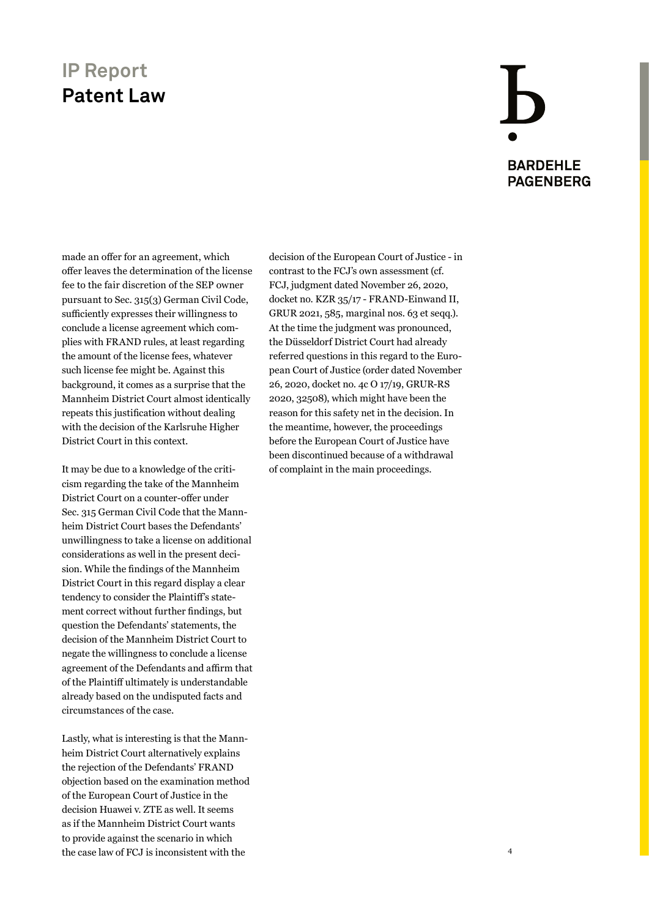made an offer for an agreement, which offer leaves the determination of the license fee to the fair discretion of the SEP owner pursuant to Sec. 315(3) German Civil Code, sufficiently expresses their willingness to conclude a license agreement which complies with FRAND rules, at least regarding the amount of the license fees, whatever such license fee might be. Against this background, it comes as a surprise that the Mannheim District Court almost identically repeats this justification without dealing with the decision of the Karlsruhe Higher District Court in this context.

It may be due to a knowledge of the criticism regarding the take of the Mannheim District Court on a counter-offer under Sec. 315 German Civil Code that the Mannheim District Court bases the Defendants' unwillingness to take a license on additional considerations as well in the present decision. While the findings of the Mannheim District Court in this regard display a clear tendency to consider the Plaintiff's statement correct without further findings, but question the Defendants' statements, the decision of the Mannheim District Court to negate the willingness to conclude a license agreement of the Defendants and affirm that of the Plaintiff ultimately is understandable already based on the undisputed facts and circumstances of the case.

Lastly, what is interesting is that the Mannheim District Court alternatively explains the rejection of the Defendants' FRAND objection based on the examination method of the European Court of Justice in the decision Huawei v. ZTE as well. It seems as if the Mannheim District Court wants to provide against the scenario in which the case law of FCJ is inconsistent with the decision of the European Court of Justice - in contrast to the FCJ's own assessment (cf. FCJ, judgment dated November 26, 2020, docket no. KZR 35/17 - FRAND-Einwand II, GRUR 2021, 585, marginal nos. 63 et seqq.). At the time the judgment was pronounced, the Düsseldorf District Court had already referred questions in this regard to the European Court of Justice (order dated November 26, 2020, docket no. 4c O 17/19, GRUR-RS 2020, 32508), which might have been the reason for this safety net in the decision. In the meantime, however, the proceedings before the European Court of Justice have been discontinued because of a withdrawal of complaint in the main proceedings.